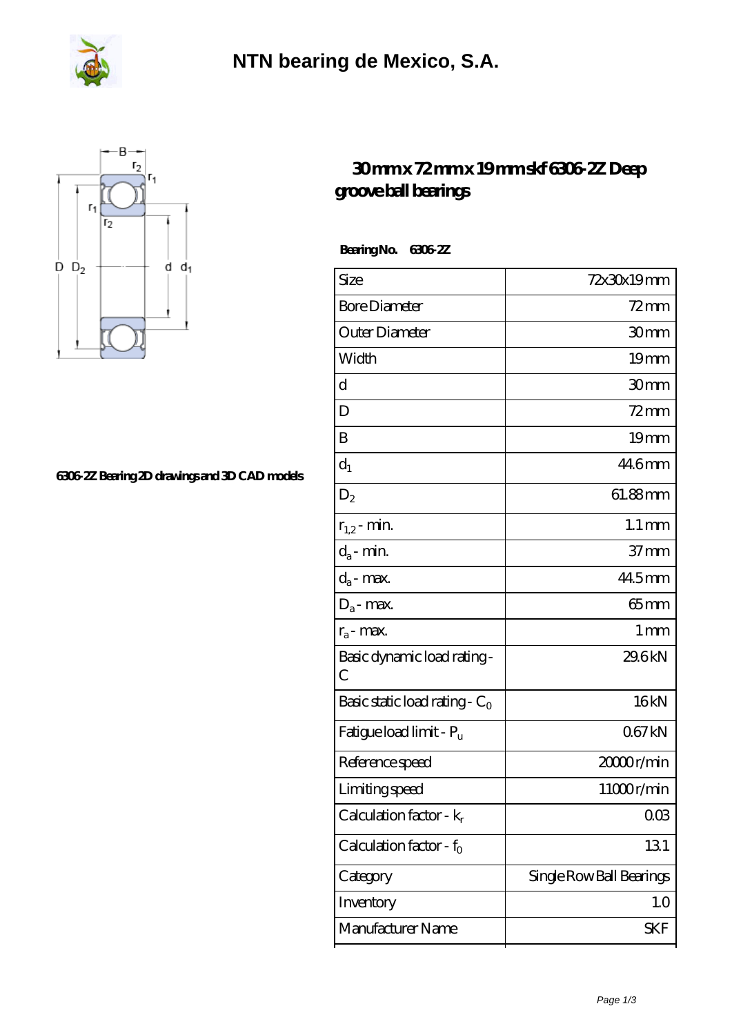# NTN bearing de Mexico, S.A.

## 30 mm x 72 mm x 19 mm skf 6306-2Z Deep groove ball bearings

6306-2Z Bearing 2D drawings and 3D CAD models

**Bearing No.** 6306-2Z

| Size | 72x30x19 mm |
|---|---|
| Bore Diameter | 72 mm |
| Outer Diameter | 30 mm |
| Width | 19 mm |
| d | 30 mm |
| D | 72 mm |
| B | 19 mm |
| $d_1$ | 44.6 mm |
| $D_2$ | 61.88 mm |
| $r_{1,2}$ - min. | 1.1 mm |
| $d_a$ - min. | 37 mm |
| $d_a$ - max. | 44.5 mm |
| $D_a$ - max. | 65 mm |
| $r_a$ - max. | 1 mm |
| Basic dynamic load rating - C | 29.6 kN |
| Basic static load rating - $C_0$ | 16 kN |
| Fatigue load limit - $P_u$ | 0.67 kN |
| Reference speed | 20000 r/min |
| Limiting speed | 11000 r/min |
| Calculation factor - $k_r$ | 0.03 |
| Calculation factor - $f_0$ | 13.1 |
| Category | Single Row Ball Bearings |
| Inventory | 1.0 |
| Manufacturer Name | SKF |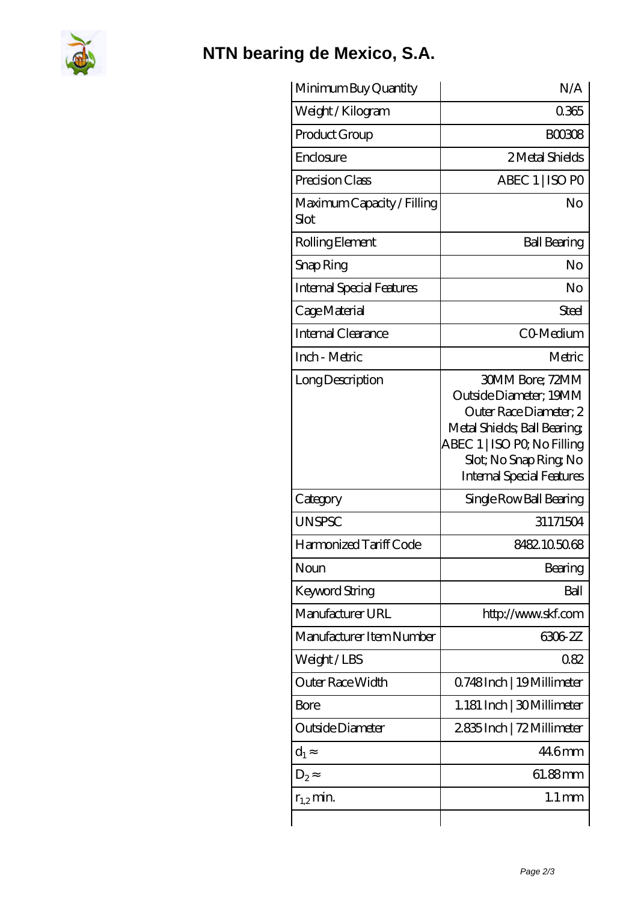# NTN bearing de Mexico, S.A.

| | |
|---|---|
| Minimum Buy Quantity | N/A |
| Weight / Kilogram | 0.365 |
| Product Group | B00308 |
| Enclosure | 2 Metal Shields |
| Precision Class | ABEC 1 \| ISO P0 |
| Maximum Capacity / Filling Slot | No |
| Rolling Element | Ball Bearing |
| Snap Ring | No |
| Internal Special Features | No |
| Cage Material | Steel |
| Internal Clearance | C0-Medium |
| Inch - Metric | Metric |
| Long Description | 30MM Bore; 72MM Outside Diameter; 19MM Outer Race Diameter; 2 Metal Shields; Ball Bearing; ABEC 1 \| ISO P0; No Filling Slot; No Snap Ring; No Internal Special Features |
| Category | Single Row Ball Bearing |
| UNSPSC | 31171504 |
| Harmonized Tariff Code | 8482.10.50.68 |
| Noun | Bearing |
| Keyword String | Ball |
| Manufacturer URL | http://www.skf.com |
| Manufacturer Item Number | 6306-2Z |
| Weight / LBS | 0.82 |
| Outer Race Width | 0.748 Inch \| 19 Millimeter |
| Bore | 1.181 Inch \| 30 Millimeter |
| Outside Diameter | 2.835 Inch \| 72 Millimeter |
| $d_1 \approx$ | 44.6 mm |
| $D_2 \approx$ | 61.88 mm |
| $r_{1,2}$ min. | 1.1 mm |
| | |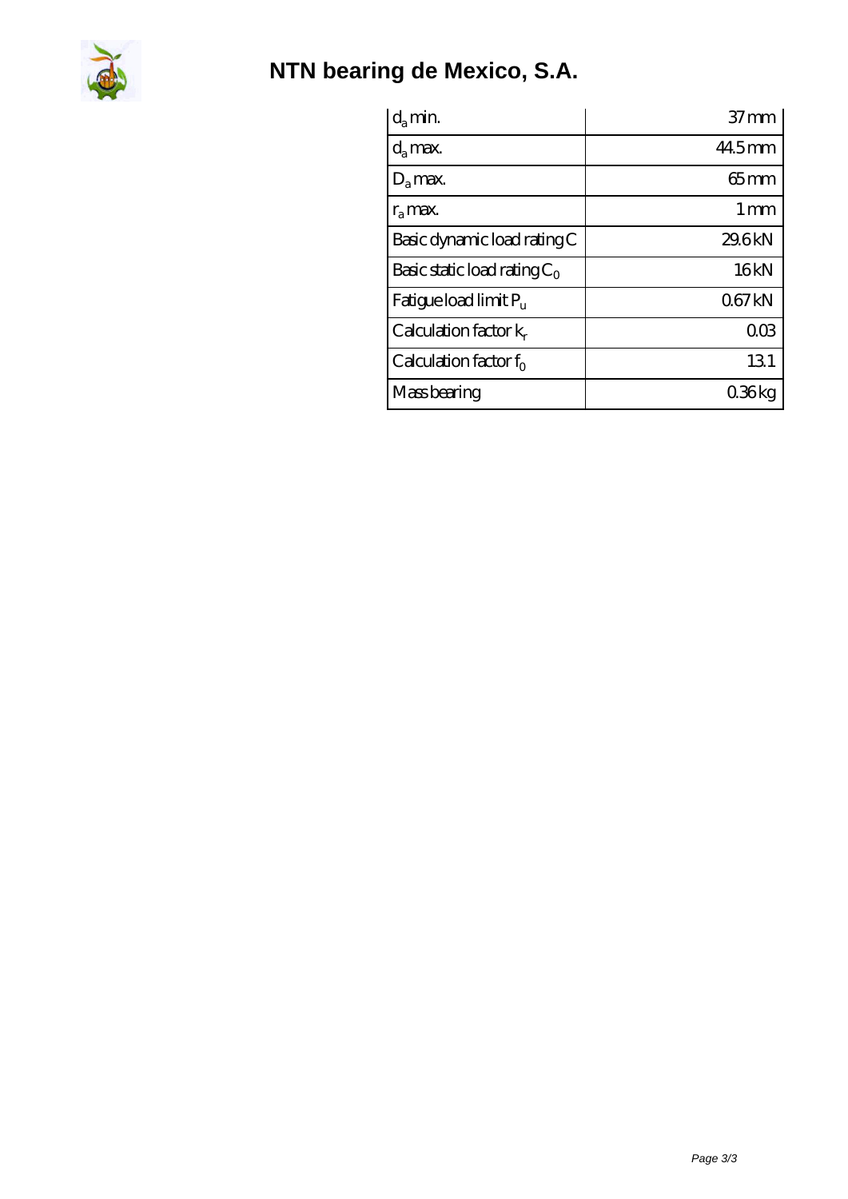| | |
|---|---|
| $d_a$ min. | 37 mm |
| $d_a$ max. | 44.5 mm |
| $D_a$ max. | 65 mm |
| $r_a$ max. | 1 mm |
| Basic dynamic load rating C | 29.6 kN |
| Basic static load rating $C_0$ | 16 kN |
| Fatigue load limit $P_u$ | 0.67 kN |
| Calculation factor $k_r$ | 0.03 |
| Calculation factor $f_0$ | 13.1 |
| Mass bearing | 0.36 kg |